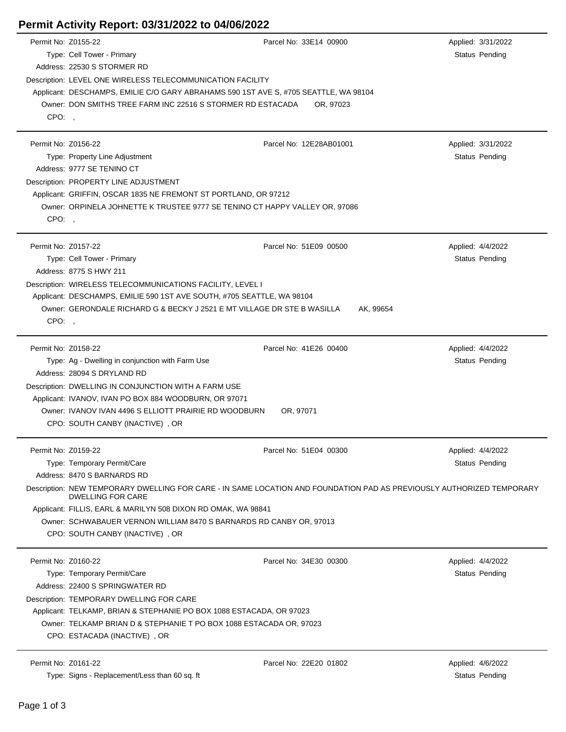# Permit Activity Report: 03/31/2022 to 04/06/2022

Permit No: Z0155-22
Parcel No: 33E14 00900
Applied: 3/31/2022
Type: Cell Tower - Primary
Status Pending
Address: 22530 S STORMER RD
Description: LEVEL ONE WIRELESS TELECOMMUNICATION FACILITY
Applicant: DESCHAMPS, EMILIE C/O GARY ABRAHAMS 590 1ST AVE S, #705 SEATTLE, WA 98104
Owner: DON SMITHS TREE FARM INC 22516 S STORMER RD ESTACADA OR, 97023
CPO: ,

---

Permit No: Z0156-22
Parcel No: 12E28AB01001
Applied: 3/31/2022
Type: Property Line Adjustment
Status Pending
Address: 9777 SE TENINO CT
Description: PROPERTY LINE ADJUSTMENT
Applicant: GRIFFIN, OSCAR 1835 NE FREMONT ST PORTLAND, OR 97212
Owner: ORPINELA JOHNETTE K TRUSTEE 9777 SE TENINO CT HAPPY VALLEY OR, 97086
CPO: ,

---

Permit No: Z0157-22
Parcel No: 51E09 00500
Applied: 4/4/2022
Type: Cell Tower - Primary
Status Pending
Address: 8775 S HWY 211
Description: WIRELESS TELECOMMUNICATIONS FACILITY, LEVEL I
Applicant: DESCHAMPS, EMILIE 590 1ST AVE SOUTH, #705 SEATTLE, WA 98104
Owner: GERONDALE RICHARD G & BECKY J 2521 E MT VILLAGE DR STE B WASILLA AK, 99654
CPO: ,

---

Permit No: Z0158-22
Parcel No: 41E26 00400
Applied: 4/4/2022
Type: Ag - Dwelling in conjunction with Farm Use
Status Pending
Address: 28094 S DRYLAND RD
Description: DWELLING IN CONJUNCTION WITH A FARM USE
Applicant: IVANOV, IVAN PO BOX 884 WOODBURN, OR 97071
Owner: IVANOV IVAN 4496 S ELLIOTT PRAIRIE RD WOODBURN OR, 97071
CPO: SOUTH CANBY (INACTIVE) , OR

---

Permit No: Z0159-22
Parcel No: 51E04 00300
Applied: 4/4/2022
Type: Temporary Permit/Care
Status Pending
Address: 8470 S BARNARDS RD
Description: NEW TEMPORARY DWELLING FOR CARE - IN SAME LOCATION AND FOUNDATION PAD AS PREVIOUSLY AUTHORIZED TEMPORARY DWELLING FOR CARE
Applicant: FILLIS, EARL & MARILYN 508 DIXON RD OMAK, WA 98841
Owner: SCHWABAUER VERNON WILLIAM 8470 S BARNARDS RD CANBY OR, 97013
CPO: SOUTH CANBY (INACTIVE) , OR

---

Permit No: Z0160-22
Parcel No: 34E30 00300
Applied: 4/4/2022
Type: Temporary Permit/Care
Status Pending
Address: 22400 S SPRINGWATER RD
Description: TEMPORARY DWELLING FOR CARE
Applicant: TELKAMP, BRIAN & STEPHANIE PO BOX 1088 ESTACADA, OR 97023
Owner: TELKAMP BRIAN D & STEPHANIE T PO BOX 1088 ESTACADA OR, 97023
CPO: ESTACADA (INACTIVE) , OR

---

Permit No: Z0161-22
Parcel No: 22E20 01802
Applied: 4/6/2022
Type: Signs - Replacement/Less than 60 sq. ft
Status Pending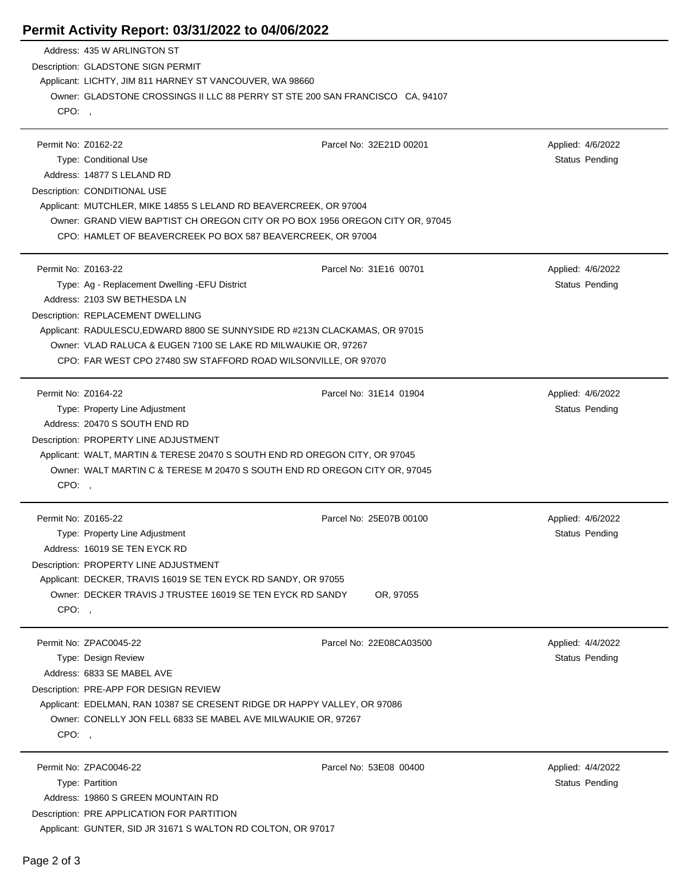# Permit Activity Report: 03/31/2022 to 04/06/2022

Address: 435 W ARLINGTON ST
Description: GLADSTONE SIGN PERMIT
Applicant: LICHTY, JIM 811 HARNEY ST VANCOUVER, WA 98660
Owner: GLADSTONE CROSSINGS II LLC 88 PERRY ST STE 200 SAN FRANCISCO CA, 94107
CPO: ,

---

Permit No: Z0162-22 | Parcel No: 32E21D 00201 | Applied: 4/6/2022
Type: Conditional Use | Status Pending
Address: 14877 S LELAND RD
Description: CONDITIONAL USE
Applicant: MUTCHLER, MIKE 14855 S LELAND RD BEAVERCREEK, OR 97004
Owner: GRAND VIEW BAPTIST CH OREGON CITY OR PO BOX 1956 OREGON CITY OR, 97045
CPO: HAMLET OF BEAVERCREEK PO BOX 587 BEAVERCREEK, OR 97004

---

Permit No: Z0163-22 | Parcel No: 31E16 00701 | Applied: 4/6/2022
Type: Ag - Replacement Dwelling -EFU District | Status Pending
Address: 2103 SW BETHESDA LN
Description: REPLACEMENT DWELLING
Applicant: RADULESCU,EDWARD 8800 SE SUNNYSIDE RD #213N CLACKAMAS, OR 97015
Owner: VLAD RALUCA & EUGEN 7100 SE LAKE RD MILWAUKIE OR, 97267
CPO: FAR WEST CPO 27480 SW STAFFORD ROAD WILSONVILLE, OR 97070

---

Permit No: Z0164-22 | Parcel No: 31E14 01904 | Applied: 4/6/2022
Type: Property Line Adjustment | Status Pending
Address: 20470 S SOUTH END RD
Description: PROPERTY LINE ADJUSTMENT
Applicant: WALT, MARTIN & TERESE 20470 S SOUTH END RD OREGON CITY, OR 97045
Owner: WALT MARTIN C & TERESE M 20470 S SOUTH END RD OREGON CITY OR, 97045
CPO: ,

---

Permit No: Z0165-22 | Parcel No: 25E07B 00100 | Applied: 4/6/2022
Type: Property Line Adjustment | Status Pending
Address: 16019 SE TEN EYCK RD
Description: PROPERTY LINE ADJUSTMENT
Applicant: DECKER, TRAVIS 16019 SE TEN EYCK RD SANDY, OR 97055
Owner: DECKER TRAVIS J TRUSTEE 16019 SE TEN EYCK RD SANDY OR, 97055
CPO: ,

---

Permit No: ZPAC0045-22 | Parcel No: 22E08CA03500 | Applied: 4/4/2022
Type: Design Review | Status Pending
Address: 6833 SE MABEL AVE
Description: PRE-APP FOR DESIGN REVIEW
Applicant: EDELMAN, RAN 10387 SE CRESENT RIDGE DR HAPPY VALLEY, OR 97086
Owner: CONELLY JON FELL 6833 SE MABEL AVE MILWAUKIE OR, 97267
CPO: ,

---

Permit No: ZPAC0046-22 | Parcel No: 53E08 00400 | Applied: 4/4/2022
Type: Partition | Status Pending
Address: 19860 S GREEN MOUNTAIN RD
Description: PRE APPLICATION FOR PARTITION
Applicant: GUNTER, SID JR 31671 S WALTON RD COLTON, OR 97017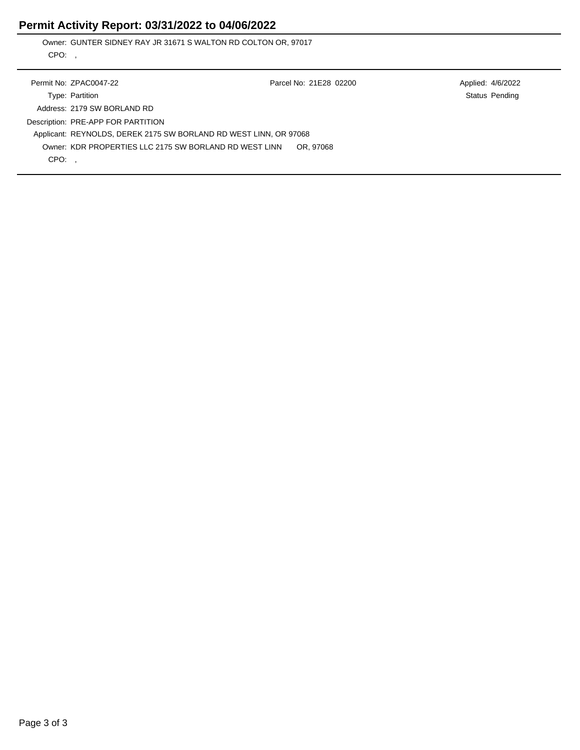# Permit Activity Report: 03/31/2022 to 04/06/2022

Owner: GUNTER SIDNEY RAY JR 31671 S WALTON RD COLTON OR, 97017

CPO: ,

---

Permit No: ZPAC0047-22 Parcel No: 21E28 02200 Applied: 4/6/2022

Type: Partition Status Pending

Address: 2179 SW BORLAND RD

Description: PRE-APP FOR PARTITION

Applicant: REYNOLDS, DEREK 2175 SW BORLAND RD WEST LINN, OR 97068

Owner: KDR PROPERTIES LLC 2175 SW BORLAND RD WEST LINN OR, 97068

CPO: ,